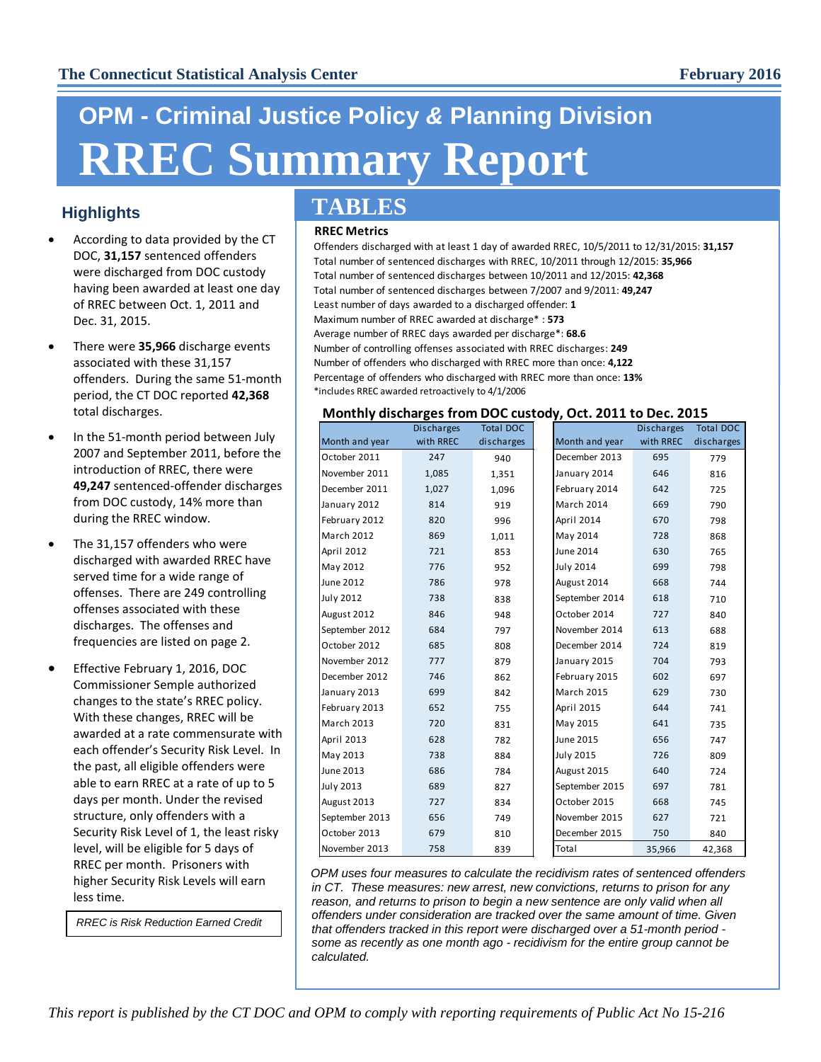The Connecticut Statistical Analysis Center — February 2016

# OPM - Criminal Justice Policy & Planning Division

# RREC Summary Report

## Highlights

- According to data provided by the CT DOC, **31,157** sentenced offenders were discharged from DOC custody having been awarded at least one day of RREC between Oct. 1, 2011 and Dec. 31, 2015.
- There were **35,966** discharge events associated with these 31,157 offenders. During the same 51-month period, the CT DOC reported **42,368** total discharges.
- In the 51-month period between July 2007 and September 2011, before the introduction of RREC, there were **49,247** sentenced-offender discharges from DOC custody, 14% more than during the RREC window.
- The 31,157 offenders who were discharged with awarded RREC have served time for a wide range of offenses. There are 249 controlling offenses associated with these discharges. The offenses and frequencies are listed on page 2.
- Effective February 1, 2016, DOC Commissioner Semple authorized changes to the state's RREC policy. With these changes, RREC will be awarded at a rate commensurate with each offender's Security Risk Level. In the past, all eligible offenders were able to earn RREC at a rate of up to 5 days per month. Under the revised structure, only offenders with a Security Risk Level of 1, the least risky level, will be eligible for 5 days of RREC per month. Prisoners with higher Security Risk Levels will earn less time.

*RREC is Risk Reduction Earned Credit*

## TABLES

### RREC Metrics

Offenders discharged with at least 1 day of awarded RREC, 10/5/2011 to 12/31/2015: **31,157**
Total number of sentenced discharges with RREC, 10/2011 through 12/2015: **35,966**
Total number of sentenced discharges between 10/2011 and 12/2015: **42,368**
Total number of sentenced discharges between 7/2007 and 9/2011: **49,247**
Least number of days awarded to a discharged offender: **1**
Maximum number of RREC awarded at discharge* : **573**
Average number of RREC days awarded per discharge*: **68.6**
Number of controlling offenses associated with RREC discharges: **249**
Number of offenders who discharged with RREC more than once: **4,122**
Percentage of offenders who discharged with RREC more than once: **13%**
*includes RREC awarded retroactively to 4/1/2006

### Monthly discharges from DOC custody, Oct. 2011 to Dec. 2015

| Month and year | Discharges with RREC | Total DOC discharges |
|---|---|---|
| October 2011 | 247 | 940 |
| November 2011 | 1,085 | 1,351 |
| December 2011 | 1,027 | 1,096 |
| January 2012 | 814 | 919 |
| February 2012 | 820 | 996 |
| March 2012 | 869 | 1,011 |
| April 2012 | 721 | 853 |
| May 2012 | 776 | 952 |
| June 2012 | 786 | 978 |
| July 2012 | 738 | 838 |
| August 2012 | 846 | 948 |
| September 2012 | 684 | 797 |
| October 2012 | 685 | 808 |
| November 2012 | 777 | 879 |
| December 2012 | 746 | 862 |
| January 2013 | 699 | 842 |
| February 2013 | 652 | 755 |
| March 2013 | 720 | 831 |
| April 2013 | 628 | 782 |
| May 2013 | 738 | 884 |
| June 2013 | 686 | 784 |
| July 2013 | 689 | 827 |
| August 2013 | 727 | 834 |
| September 2013 | 656 | 749 |
| October 2013 | 679 | 810 |
| November 2013 | 758 | 839 |
| December 2013 | 695 | 779 |
| January 2014 | 646 | 816 |
| February 2014 | 642 | 725 |
| March 2014 | 669 | 790 |
| April 2014 | 670 | 798 |
| May 2014 | 728 | 868 |
| June 2014 | 630 | 765 |
| July 2014 | 699 | 798 |
| August 2014 | 668 | 744 |
| September 2014 | 618 | 710 |
| October 2014 | 727 | 840 |
| November 2014 | 613 | 688 |
| December 2014 | 724 | 819 |
| January 2015 | 704 | 793 |
| February 2015 | 602 | 697 |
| March 2015 | 629 | 730 |
| April 2015 | 644 | 741 |
| May 2015 | 641 | 735 |
| June 2015 | 656 | 747 |
| July 2015 | 726 | 809 |
| August 2015 | 640 | 724 |
| September 2015 | 697 | 781 |
| October 2015 | 668 | 745 |
| November 2015 | 627 | 721 |
| December 2015 | 750 | 840 |
| Total | 35,966 | 42,368 |

*OPM uses four measures to calculate the recidivism rates of sentenced offenders in CT. These measures: new arrest, new convictions, returns to prison for any reason, and returns to prison to begin a new sentence are only valid when all offenders under consideration are tracked over the same amount of time. Given that offenders tracked in this report were discharged over a 51-month period - some as recently as one month ago - recidivism for the entire group cannot be calculated.*

*This report is published by the CT DOC and OPM to comply with reporting requirements of Public Act No 15-216*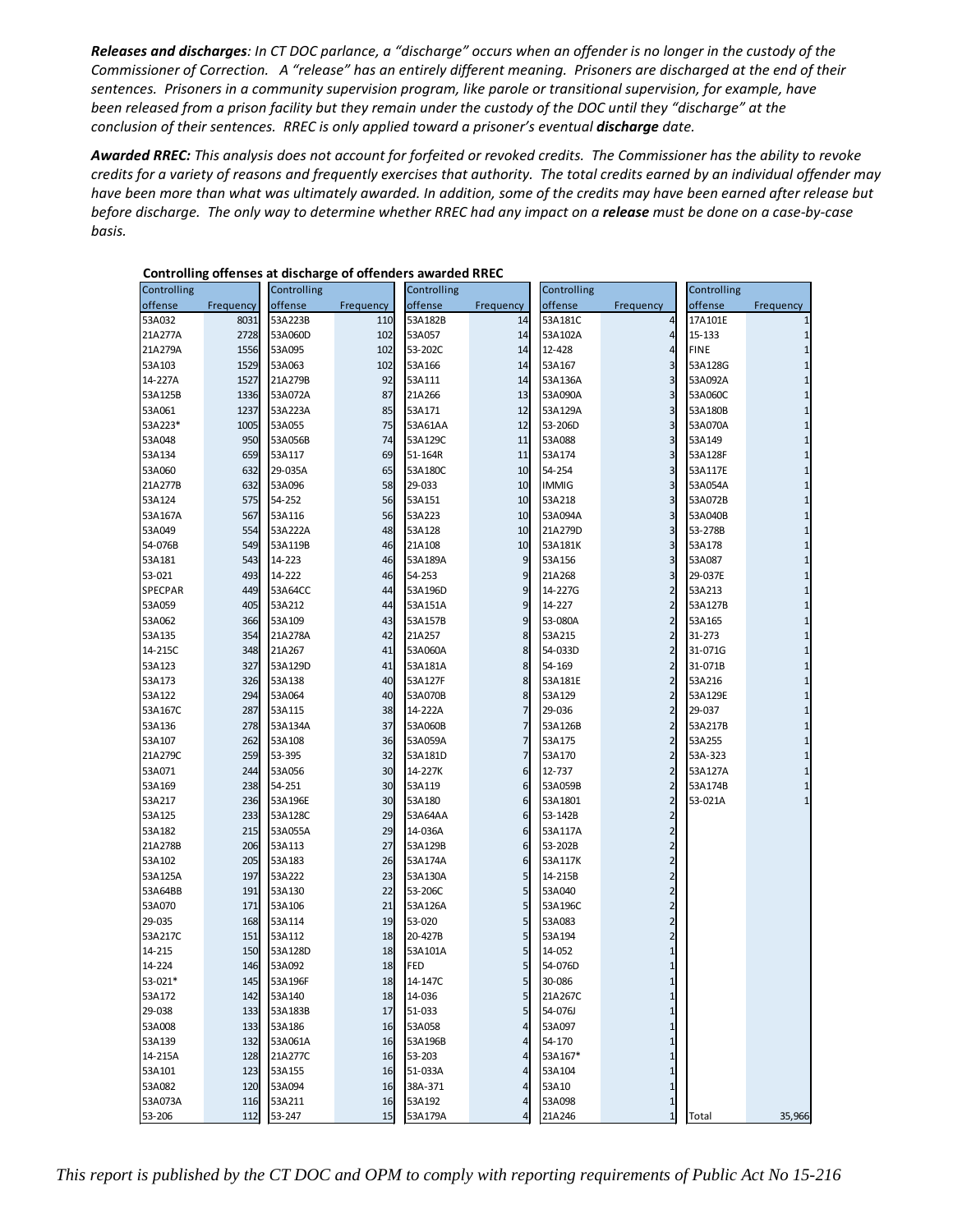***Releases and discharges**: In CT DOC parlance, a "discharge" occurs when an offender is no longer in the custody of the Commissioner of Correction. A "release" has an entirely different meaning. Prisoners are discharged at the end of their sentences. Prisoners in a community supervision program, like parole or transitional supervision, for example, have been released from a prison facility but they remain under the custody of the DOC until they "discharge" at the conclusion of their sentences. RREC is only applied toward a prisoner's eventual **discharge** date.*

***Awarded RREC:** This analysis does not account for forfeited or revoked credits. The Commissioner has the ability to revoke credits for a variety of reasons and frequently exercises that authority. The total credits earned by an individual offender may have been more than what was ultimately awarded. In addition, some of the credits may have been earned after release but before discharge. The only way to determine whether RREC had any impact on a **release** must be done on a case-by-case basis.*

**Controlling offenses at discharge of offenders awarded RREC**

| Controlling offense | Frequency | Controlling offense | Frequency | Controlling offense | Frequency | Controlling offense | Frequency | Controlling offense | Frequency |
|---|---|---|---|---|---|---|---|---|---|
| 53A032 | 8031 | 53A223B | 110 | 53A182B | 14 | 53A181C | 4 | 17A101E | 1 |
| 21A277A | 2728 | 53A060D | 102 | 53A057 | 14 | 53A102A | 4 | 15-133 | 1 |
| 21A279A | 1556 | 53A095 | 102 | 53-202C | 14 | 12-428 | 4 | FINE | 1 |
| 53A103 | 1529 | 53A063 | 102 | 53A166 | 14 | 53A167 | 3 | 53A128G | 1 |
| 14-227A | 1527 | 21A279B | 92 | 53A111 | 14 | 53A136A | 3 | 53A092A | 1 |
| 53A125B | 1336 | 53A072A | 87 | 21A266 | 13 | 53A090A | 3 | 53A060C | 1 |
| 53A061 | 1237 | 53A223A | 85 | 53A171 | 12 | 53A129A | 3 | 53A180B | 1 |
| 53A223* | 1005 | 53A055 | 75 | 53A61AA | 12 | 53-206D | 3 | 53A070A | 1 |
| 53A048 | 950 | 53A056B | 74 | 53A129C | 11 | 53A088 | 3 | 53A149 | 1 |
| 53A134 | 659 | 53A117 | 69 | 51-164R | 11 | 53A174 | 3 | 53A128F | 1 |
| 53A060 | 632 | 29-035A | 65 | 53A180C | 10 | 54-254 | 3 | 53A117E | 1 |
| 21A277B | 632 | 53A096 | 58 | 29-033 | 10 | IMMIG | 3 | 53A054A | 1 |
| 53A124 | 575 | 54-252 | 56 | 53A151 | 10 | 53A218 | 3 | 53A072B | 1 |
| 53A167A | 567 | 53A116 | 56 | 53A223 | 10 | 53A094A | 3 | 53A040B | 1 |
| 53A049 | 554 | 53A222A | 48 | 53A128 | 10 | 21A279D | 3 | 53-278B | 1 |
| 54-076B | 549 | 53A119B | 46 | 21A108 | 10 | 53A181K | 3 | 53A178 | 1 |
| 53A181 | 543 | 14-223 | 46 | 53A189A | 9 | 53A156 | 3 | 53A087 | 1 |
| 53-021 | 493 | 14-222 | 46 | 54-253 | 9 | 21A268 | 3 | 29-037E | 1 |
| SPECPAR | 449 | 53A64CC | 44 | 53A196D | 9 | 14-227G | 2 | 53A213 | 1 |
| 53A059 | 405 | 53A212 | 44 | 53A151A | 9 | 14-227 | 2 | 53A127B | 1 |
| 53A062 | 366 | 53A109 | 43 | 53A157B | 9 | 53-080A | 2 | 53A165 | 1 |
| 53A135 | 354 | 21A278A | 42 | 21A257 | 8 | 53A215 | 2 | 31-273 | 1 |
| 14-215C | 348 | 21A267 | 41 | 53A060A | 8 | 54-033D | 2 | 31-071G | 1 |
| 53A123 | 327 | 53A129D | 41 | 53A181A | 8 | 54-169 | 2 | 31-071B | 1 |
| 53A173 | 326 | 53A138 | 40 | 53A127F | 8 | 53A181E | 2 | 53A216 | 1 |
| 53A122 | 294 | 53A064 | 40 | 53A070B | 8 | 53A129 | 2 | 53A129E | 1 |
| 53A167C | 287 | 53A115 | 38 | 14-222A | 7 | 29-036 | 2 | 29-037 | 1 |
| 53A136 | 278 | 53A134A | 37 | 53A060B | 7 | 53A126B | 2 | 53A217B | 1 |
| 53A107 | 262 | 53A108 | 36 | 53A059A | 7 | 53A175 | 2 | 53A255 | 1 |
| 21A279C | 259 | 53-395 | 32 | 53A181D | 7 | 53A170 | 2 | 53A-323 | 1 |
| 53A071 | 244 | 53A056 | 30 | 14-227K | 6 | 12-737 | 2 | 53A127A | 1 |
| 53A169 | 238 | 54-251 | 30 | 53A119 | 6 | 53A059B | 2 | 53A174B | 1 |
| 53A217 | 236 | 53A196E | 30 | 53A180 | 6 | 53A1801 | 2 | 53-021A | 1 |
| 53A125 | 233 | 53A128C | 29 | 53A64AA | 6 | 53-142B | 2 | | |
| 53A182 | 215 | 53A055A | 29 | 14-036A | 6 | 53A117A | 2 | | |
| 21A278B | 206 | 53A113 | 27 | 53A129B | 6 | 53-202B | 2 | | |
| 53A102 | 205 | 53A183 | 26 | 53A174A | 6 | 53A117K | 2 | | |
| 53A125A | 197 | 53A222 | 23 | 53A130A | 5 | 14-215B | 2 | | |
| 53A64BB | 191 | 53A130 | 22 | 53-206C | 5 | 53A040 | 2 | | |
| 53A070 | 171 | 53A106 | 21 | 53A126A | 5 | 53A196C | 2 | | |
| 29-035 | 168 | 53A114 | 19 | 53-020 | 5 | 53A083 | 2 | | |
| 53A217C | 151 | 53A112 | 18 | 20-427B | 5 | 53A194 | 2 | | |
| 14-215 | 150 | 53A128D | 18 | 53A101A | 5 | 14-052 | 1 | | |
| 14-224 | 146 | 53A092 | 18 | FED | 5 | 54-076D | 1 | | |
| 53-021* | 145 | 53A196F | 18 | 14-147C | 5 | 30-086 | 1 | | |
| 53A172 | 142 | 53A140 | 18 | 14-036 | 5 | 21A267C | 1 | | |
| 29-038 | 133 | 53A183B | 17 | 51-033 | 5 | 54-076J | 1 | | |
| 53A008 | 133 | 53A186 | 16 | 53A058 | 4 | 53A097 | 1 | | |
| 53A139 | 132 | 53A061A | 16 | 53A196B | 4 | 54-170 | 1 | | |
| 14-215A | 128 | 21A277C | 16 | 53-203 | 4 | 53A167* | 1 | | |
| 53A101 | 123 | 53A155 | 16 | 51-033A | 4 | 53A104 | 1 | | |
| 53A082 | 120 | 53A094 | 16 | 38A-371 | 4 | 53A10 | 1 | | |
| 53A073A | 116 | 53A211 | 16 | 53A192 | 4 | 53A098 | 1 | | |
| 53-206 | 112 | 53-247 | 15 | 53A179A | 4 | 21A246 | 1 | Total | 35,966 |

*This report is published by the CT DOC and OPM to comply with reporting requirements of Public Act No 15-216*